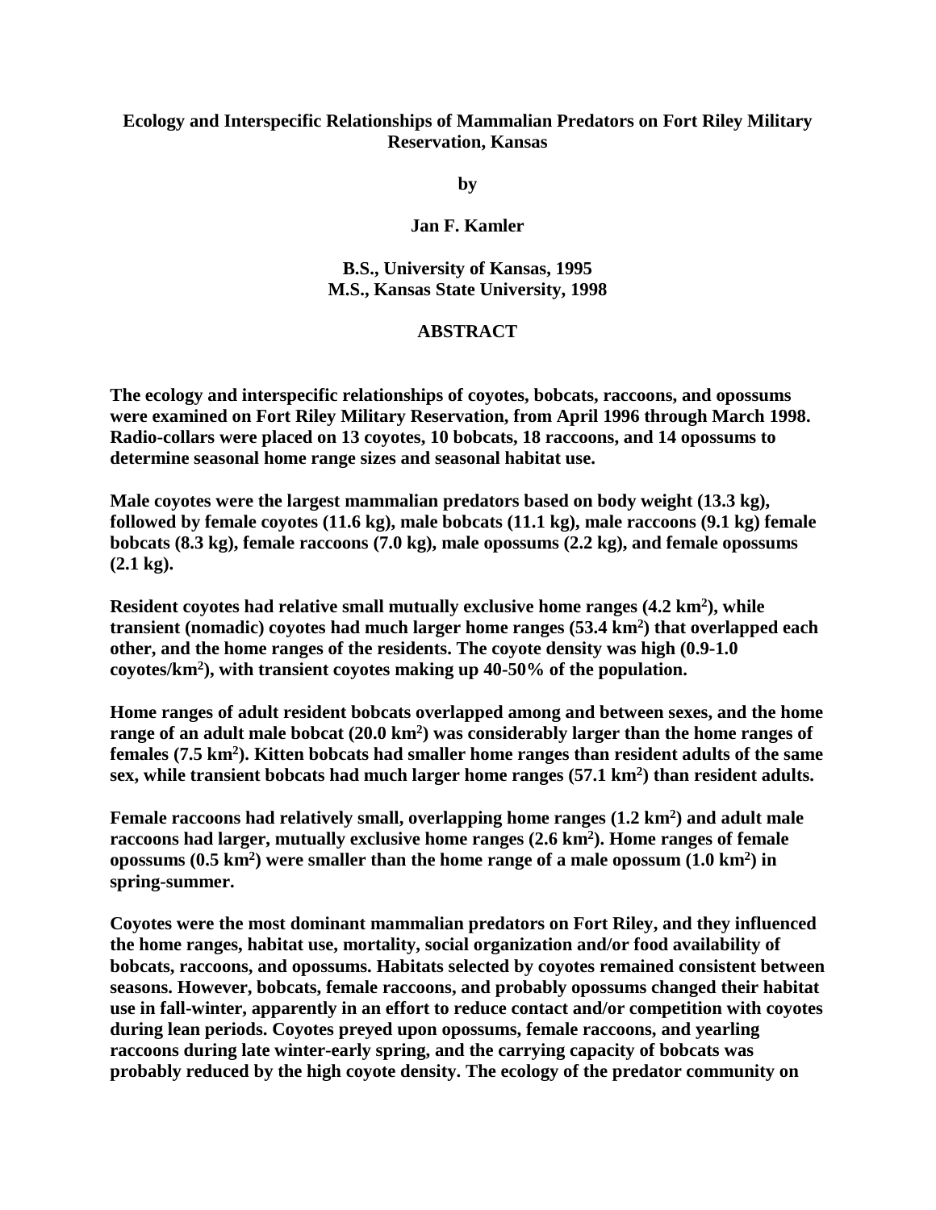# Ecology and Interspecific Relationships of Mammalian Predators on Fort Riley Military Reservation, Kansas

by

Jan F. Kamler

B.S., University of Kansas, 1995
M.S., Kansas State University, 1998

## ABSTRACT

**The ecology and interspecific relationships of coyotes, bobcats, raccoons, and opossums were examined on Fort Riley Military Reservation, from April 1996 through March 1998. Radio-collars were placed on 13 coyotes, 10 bobcats, 18 raccoons, and 14 opossums to determine seasonal home range sizes and seasonal habitat use.**

**Male coyotes were the largest mammalian predators based on body weight (13.3 kg), followed by female coyotes (11.6 kg), male bobcats (11.1 kg), male raccoons (9.1 kg) female bobcats (8.3 kg), female raccoons (7.0 kg), male opossums (2.2 kg), and female opossums (2.1 kg).**

**Resident coyotes had relative small mutually exclusive home ranges (4.2 km$^2$), while transient (nomadic) coyotes had much larger home ranges (53.4 km$^2$) that overlapped each other, and the home ranges of the residents. The coyote density was high (0.9-1.0 coyotes/km$^2$), with transient coyotes making up 40-50% of the population.**

**Home ranges of adult resident bobcats overlapped among and between sexes, and the home range of an adult male bobcat (20.0 km$^2$) was considerably larger than the home ranges of females (7.5 km$^2$). Kitten bobcats had smaller home ranges than resident adults of the same sex, while transient bobcats had much larger home ranges (57.1 km$^2$) than resident adults.**

**Female raccoons had relatively small, overlapping home ranges (1.2 km$^2$) and adult male raccoons had larger, mutually exclusive home ranges (2.6 km$^2$). Home ranges of female opossums (0.5 km$^2$) were smaller than the home range of a male opossum (1.0 km$^2$) in spring-summer.**

**Coyotes were the most dominant mammalian predators on Fort Riley, and they influenced the home ranges, habitat use, mortality, social organization and/or food availability of bobcats, raccoons, and opossums. Habitats selected by coyotes remained consistent between seasons. However, bobcats, female raccoons, and probably opossums changed their habitat use in fall-winter, apparently in an effort to reduce contact and/or competition with coyotes during lean periods. Coyotes preyed upon opossums, female raccoons, and yearling raccoons during late winter-early spring, and the carrying capacity of bobcats was probably reduced by the high coyote density. The ecology of the predator community on**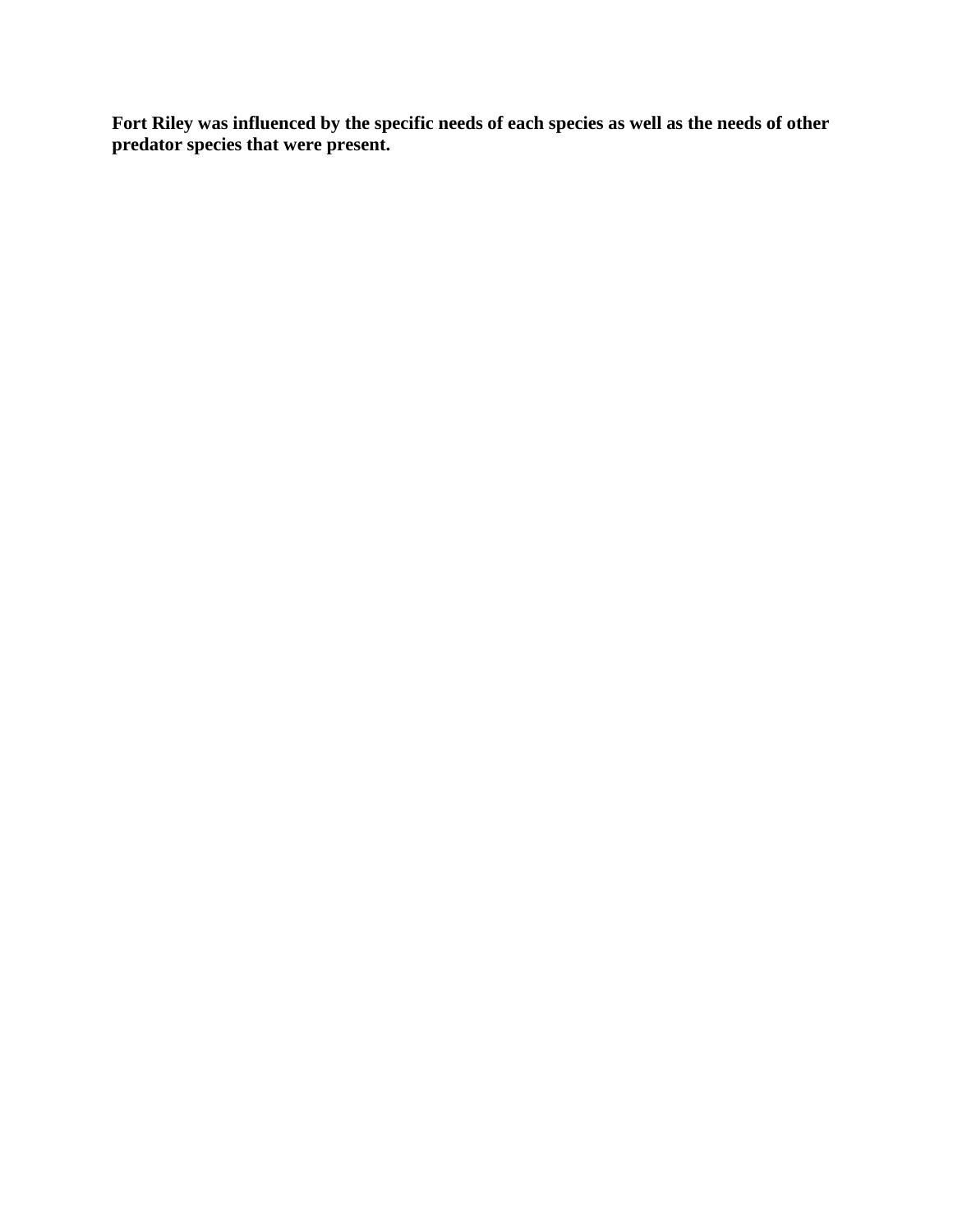**Fort Riley was influenced by the specific needs of each species as well as the needs of other predator species that were present.**